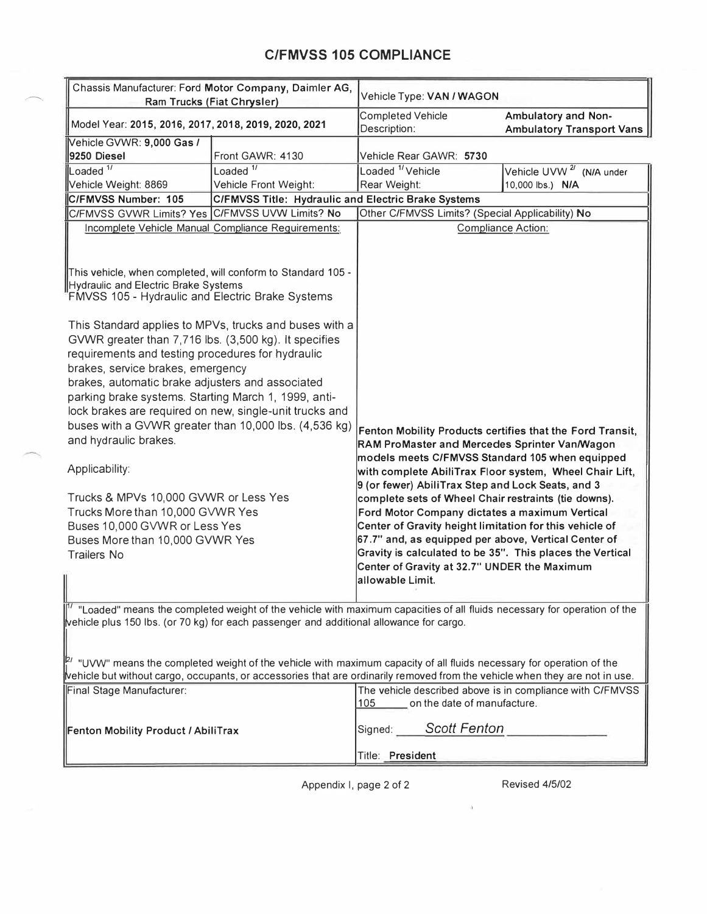# C/FMVSS 105 COMPLIANCE

| Chassis Manufacturer: Ford **Motor Company, Daimler AG, Ram Trucks (Fiat Chrysler)** | | Vehicle Type: **VAN / WAGON** | |
|---|---|---|---|
| Model Year: **2015, 2016, 2017, 2018, 2019, 2020, 2021** | | Completed Vehicle Description: | **Ambulatory and Non-Ambulatory Transport Vans** |
| Vehicle GVWR: **9,000 Gas / 9250 Diesel** | Front GAWR: 4130 | Vehicle Rear GAWR: **5730** | |
| Loaded [1/] Vehicle Weight: 8869 | Loaded [1/] Vehicle Front Weight: | Loaded [1/] Vehicle Rear Weight: | Vehicle UVW [2/] (N/A under 10,000 lbs.) **N/A** |
| **C/FMVSS Number: 105** | **C/FMVSS Title: Hydraulic and Electric Brake Systems** | | |
| C/FMVSS GVWR Limits? Yes | C/FMVSS UVW Limits? **No** | Other C/FMVSS Limits? (Special Applicability) **No** | |

**Incomplete Vehicle Manual Compliance Requirements:**

This vehicle, when completed, will conform to Standard 105 - Hydraulic and Electric Brake Systems
FMVSS 105 - Hydraulic and Electric Brake Systems

This Standard applies to MPVs, trucks and buses with a GVWR greater than 7,716 lbs. (3,500 kg). It specifies requirements and testing procedures for hydraulic brakes, service brakes, emergency brakes, automatic brake adjusters and associated parking brake systems. Starting March 1, 1999, anti-lock brakes are required on new, single-unit trucks and buses with a GVWR greater than 10,000 lbs. (4,536 kg) and hydraulic brakes.

Applicability:

Trucks & MPVs 10,000 GVWR or Less Yes
Trucks More than 10,000 GVWR Yes
Buses 10,000 GVWR or Less Yes
Buses More than 10,000 GVWR Yes
Trailers No

**Compliance Action:**

**Fenton Mobility Products certifies that the Ford Transit, RAM ProMaster and Mercedes Sprinter Van/Wagon models meets C/FMVSS Standard 105 when equipped with complete AbiliTrax Floor system, Wheel Chair Lift, 9 (or fewer) AbiliTrax Step and Lock Seats, and 3 complete sets of Wheel Chair restraints (tie downs). Ford Motor Company dictates a maximum Vertical Center of Gravity height limitation for this vehicle of 67.7" and, as equipped per above, Vertical Center of Gravity is calculated to be 35". This places the Vertical Center of Gravity at 32.7" UNDER the Maximum allowable Limit.**

[1/] "Loaded" means the completed weight of the vehicle with maximum capacities of all fluids necessary for operation of the vehicle plus 150 lbs. (or 70 kg) for each passenger and additional allowance for cargo.

[2/] "UVW" means the completed weight of the vehicle with maximum capacity of all fluids necessary for operation of the vehicle but without cargo, occupants, or accessories that are ordinarily removed from the vehicle when they are not in use.

| Final Stage Manufacturer: **Fenton Mobility Product / AbiliTrax** | The vehicle described above is in compliance with C/FMVSS 105 on the date of manufacture. Signed: *Scott Fenton* Title: **President** |
|---|---|

Appendix I, page 2 of 2 — Revised 4/5/02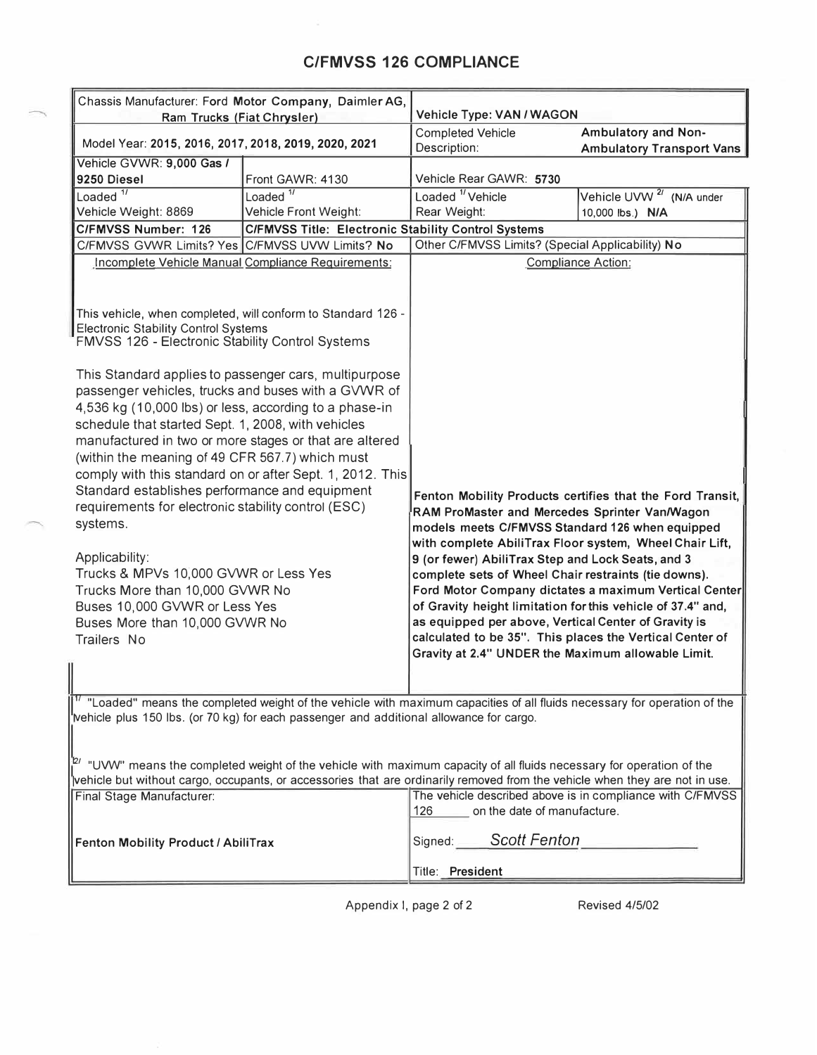# C/FMVSS 126 COMPLIANCE

| Chassis Manufacturer: Ford **Motor Company, Daimler AG, Ram Trucks (Fiat Chrysler)** | | **Vehicle Type: VAN / WAGON** | |
|---|---|---|---|
| Model Year: **2015, 2016, 2017, 2018, 2019, 2020, 2021** | | Completed Vehicle Description: | **Ambulatory and Non-Ambulatory Transport Vans** |
| Vehicle GVWR: **9,000 Gas / 9250 Diesel** | Front GAWR: 4130 | Vehicle Rear GAWR: **5730** | |
| Loaded [1/] Vehicle Weight: 8869 | Loaded [1/] Vehicle Front Weight: | Loaded [1/] Vehicle Rear Weight: | Vehicle UVW [2/] (N/A under 10,000 lbs.) **N/A** |
| **C/FMVSS Number: 126** | **C/FMVSS Title: Electronic Stability Control Systems** | | |
| C/FMVSS GVWR Limits? **Yes** | C/FMVSS UVW Limits? **No** | Other C/FMVSS Limits? (Special Applicability) **No** | |

**Incomplete Vehicle Manual Compliance Requirements:**

This vehicle, when completed, will conform to Standard 126 - Electronic Stability Control Systems

FMVSS 126 - Electronic Stability Control Systems

This Standard applies to passenger cars, multipurpose passenger vehicles, trucks and buses with a GVWR of 4,536 kg (10,000 lbs) or less, according to a phase-in schedule that started Sept. 1, 2008, with vehicles manufactured in two or more stages or that are altered (within the meaning of 49 CFR 567.7) which must comply with this standard on or after Sept. 1, 2012. This Standard establishes performance and equipment requirements for electronic stability control (ESC) systems.

Applicability:

Trucks & MPVs 10,000 GVWR or Less Yes
Trucks More than 10,000 GVWR No
Buses 10,000 GVWR or Less Yes
Buses More than 10,000 GVWR No
Trailers No

**Compliance Action:**

**Fenton Mobility Products certifies that the Ford Transit, RAM ProMaster and Mercedes Sprinter Van/Wagon models meets C/FMVSS Standard 126 when equipped with complete AbiliTrax Floor system, Wheel Chair Lift, 9 (or fewer) AbiliTrax Step and Lock Seats, and 3 complete sets of Wheel Chair restraints (tie downs). Ford Motor Company dictates a maximum Vertical Center of Gravity height limitation for this vehicle of 37.4" and, as equipped per above, Vertical Center of Gravity is calculated to be 35". This places the Vertical Center of Gravity at 2.4" UNDER the Maximum allowable Limit.**

[1/] "Loaded" means the completed weight of the vehicle with maximum capacities of all fluids necessary for operation of the vehicle plus 150 lbs. (or 70 kg) for each passenger and additional allowance for cargo.

[2/] "UVW" means the completed weight of the vehicle with maximum capacity of all fluids necessary for operation of the vehicle but without cargo, occupants, or accessories that are ordinarily removed from the vehicle when they are not in use.

| Final Stage Manufacturer: | The vehicle described above is in compliance with C/FMVSS 126 on the date of manufacture. |
|---|---|
| **Fenton Mobility Product / AbiliTrax** | Signed: *Scott Fenton* |
| | Title: **President** |

Appendix I, page 2 of 2 Revised 4/5/02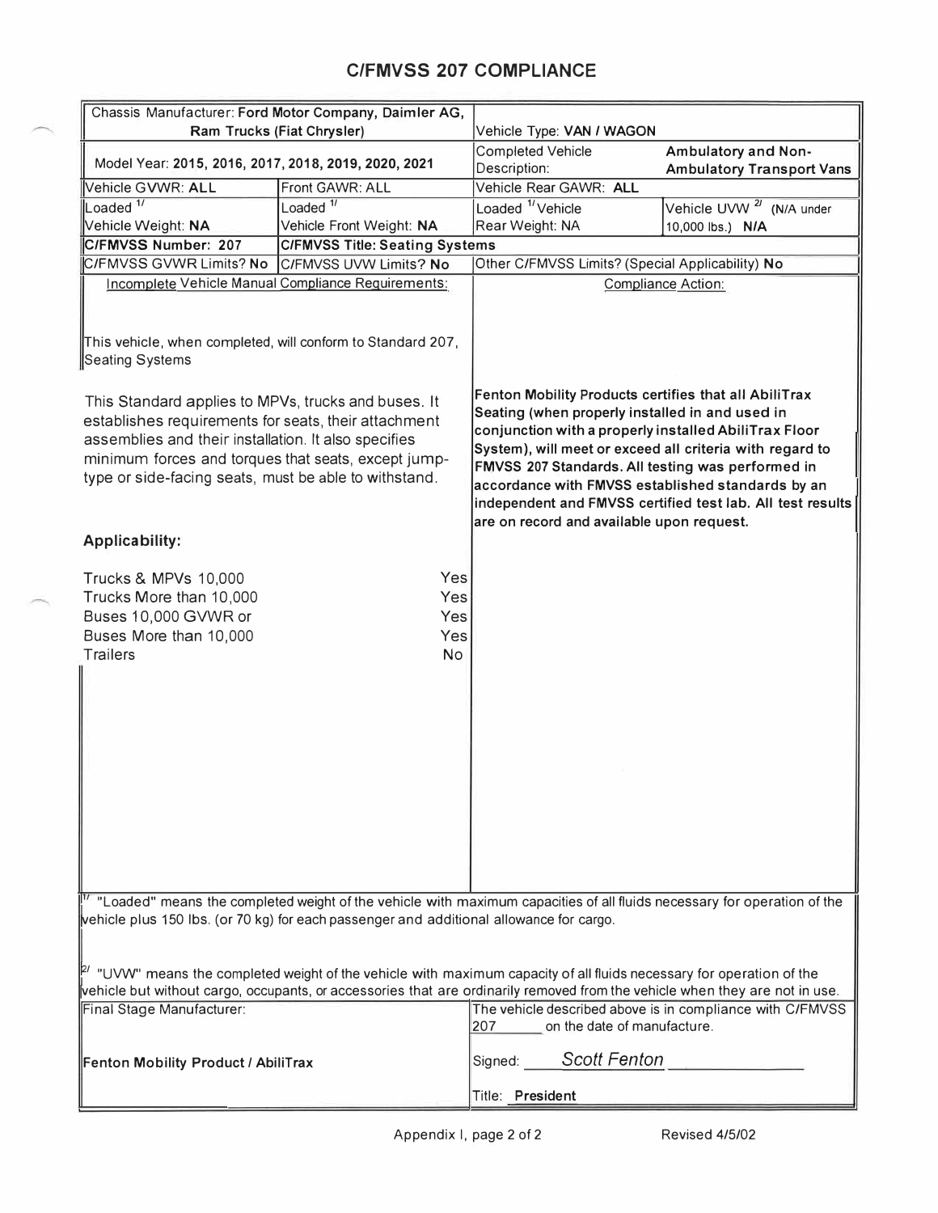# C/FMVSS 207 COMPLIANCE

| Chassis Manufacturer: **Ford Motor Company, Daimler AG, Ram Trucks (Fiat Chrysler)** | | Vehicle Type: **VAN / WAGON** | |
|---|---|---|---|
| Model Year: **2015, 2016, 2017, 2018, 2019, 2020, 2021** | | Completed Vehicle Description: | **Ambulatory and Non-Ambulatory Transport Vans** |
| Vehicle GVWR: **ALL** | Front GAWR: ALL | Vehicle Rear GAWR: **ALL** | |
| Loaded [1/] Vehicle Weight: **NA** | Loaded [1/] Vehicle Front Weight: **NA** | Loaded [1/] Vehicle Rear Weight: NA | Vehicle UVW [2/] (N/A under 10,000 lbs.) **N/A** |
| **C/FMVSS Number: 207** | **C/FMVSS Title: Seating Systems** | | |
| C/FMVSS GVWR Limits? **No** | C/FMVSS UVW Limits? **No** | Other C/FMVSS Limits? (Special Applicability) **No** | |

| Incomplete Vehicle Manual Compliance Requirements: | Compliance Action: |
|---|---|
| This vehicle, when completed, will conform to Standard 207, Seating Systems<br><br>This Standard applies to MPVs, trucks and buses. It establishes requirements for seats, their attachment assemblies and their installation. It also specifies minimum forces and torques that seats, except jump-type or side-facing seats, must be able to withstand.<br><br>**Applicability:**<br><br>Trucks & MPVs 10,000 — Yes<br>Trucks More than 10,000 — Yes<br>Buses 10,000 GVWR or — Yes<br>Buses More than 10,000 — Yes<br>Trailers — No | **Fenton Mobility Products certifies that all AbiliTrax Seating (when properly installed in and used in conjunction with a properly installed AbiliTrax Floor System), will meet or exceed all criteria with regard to FMVSS 207 Standards. All testing was performed in accordance with FMVSS established standards by an independent and FMVSS certified test lab. All test results are on record and available upon request.** |

[1/] "Loaded" means the completed weight of the vehicle with maximum capacities of all fluids necessary for operation of the vehicle plus 150 lbs. (or 70 kg) for each passenger and additional allowance for cargo.

[2/] "UVW" means the completed weight of the vehicle with maximum capacity of all fluids necessary for operation of the vehicle but without cargo, occupants, or accessories that are ordinarily removed from the vehicle when they are not in use.

| Final Stage Manufacturer: | The vehicle described above is in compliance with C/FMVSS 207 on the date of manufacture. |
|---|---|
| **Fenton Mobility Product / AbiliTrax** | Signed: *Scott Fenton* |
| | Title: **President** |

Appendix I, page 2 of 2 — Revised 4/5/02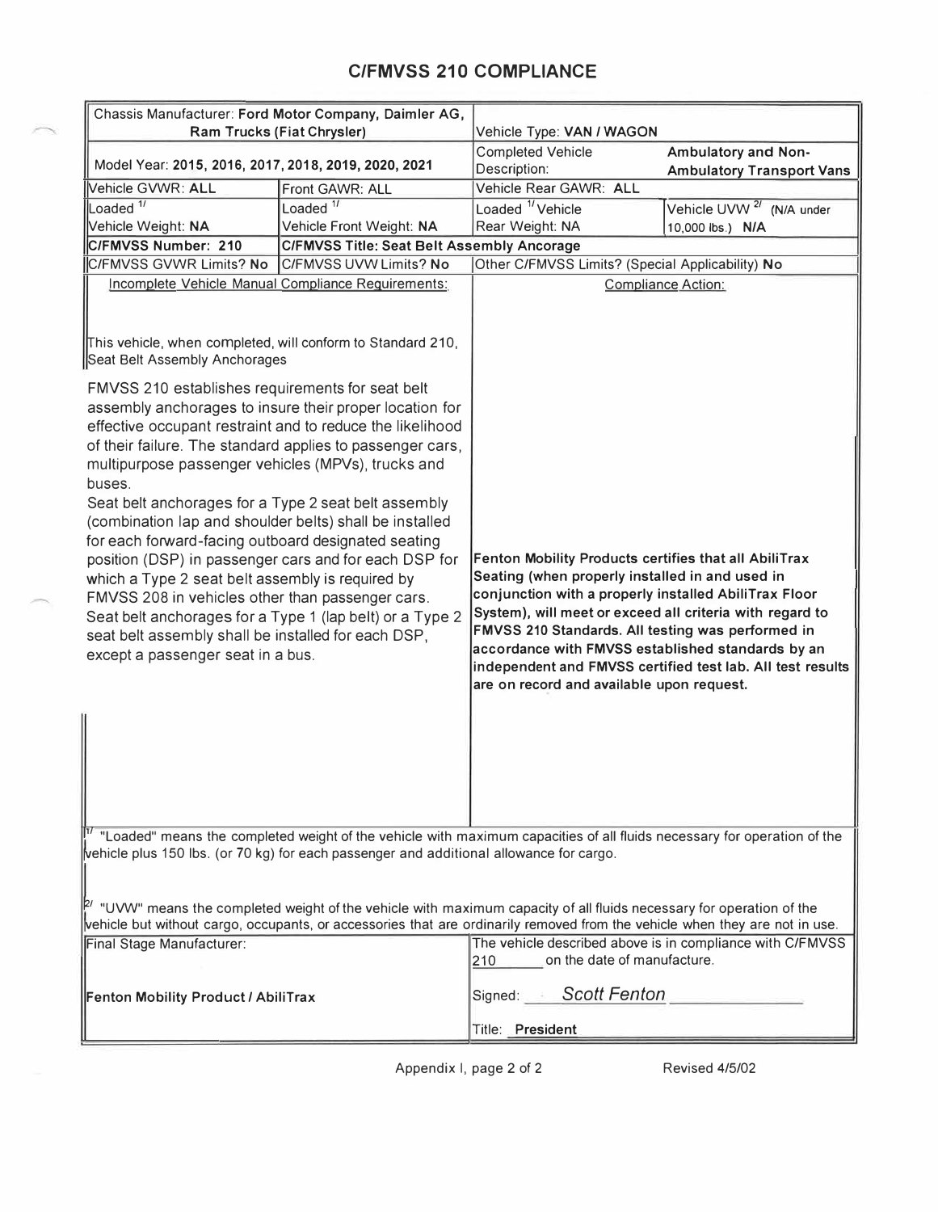# C/FMVSS 210 COMPLIANCE

| Chassis Manufacturer: **Ford Motor Company, Daimler AG, Ram Trucks (Fiat Chrysler)** | | Vehicle Type: **VAN / WAGON** | |
|---|---|---|---|
| Model Year: **2015, 2016, 2017, 2018, 2019, 2020, 2021** | | Completed Vehicle Description: | **Ambulatory and Non-Ambulatory Transport Vans** |
| Vehicle GVWR: **ALL** | Front GAWR: ALL | Vehicle Rear GAWR: **ALL** | |
| Loaded [1/] Vehicle Weight: **NA** | Loaded [1/] Vehicle Front Weight: **NA** | Loaded [1/] Vehicle Rear Weight: NA | Vehicle UVW [2/] (N/A under 10,000 lbs.) **N/A** |
| **C/FMVSS Number: 210** | **C/FMVSS Title: Seat Belt Assembly Ancorage** | | |
| C/FMVSS GVWR Limits? **No** | C/FMVSS UVW Limits? **No** | Other C/FMVSS Limits? (Special Applicability) **No** | |

| Incomplete Vehicle Manual Compliance Requirements: | Compliance Action: |
|---|---|
| This vehicle, when completed, will conform to Standard 210, Seat Belt Assembly Anchorages<br><br>FMVSS 210 establishes requirements for seat belt assembly anchorages to insure their proper location for effective occupant restraint and to reduce the likelihood of their failure. The standard applies to passenger cars, multipurpose passenger vehicles (MPVs), trucks and buses.<br>Seat belt anchorages for a Type 2 seat belt assembly (combination lap and shoulder belts) shall be installed for each forward-facing outboard designated seating position (DSP) in passenger cars and for each DSP for which a Type 2 seat belt assembly is required by FMVSS 208 in vehicles other than passenger cars. Seat belt anchorages for a Type 1 (lap belt) or a Type 2 seat belt assembly shall be installed for each DSP, except a passenger seat in a bus. | **Fenton Mobility Products certifies that all AbiliTrax Seating (when properly installed in and used in conjunction with a properly installed AbiliTrax Floor System), will meet or exceed all criteria with regard to FMVSS 210 Standards. All testing was performed in accordance with FMVSS established standards by an independent and FMVSS certified test lab. All test results are on record and available upon request.** |

[1/] "Loaded" means the completed weight of the vehicle with maximum capacities of all fluids necessary for operation of the vehicle plus 150 lbs. (or 70 kg) for each passenger and additional allowance for cargo.

[2/] "UVW" means the completed weight of the vehicle with maximum capacity of all fluids necessary for operation of the vehicle but without cargo, occupants, or accessories that are ordinarily removed from the vehicle when they are not in use.

| Final Stage Manufacturer: | The vehicle described above is in compliance with C/FMVSS 210 on the date of manufacture. |
|---|---|
| **Fenton Mobility Product / AbiliTrax** | Signed: *Scott Fenton* |
| | Title: **President** |

Appendix I, page 2 of 2 — Revised 4/5/02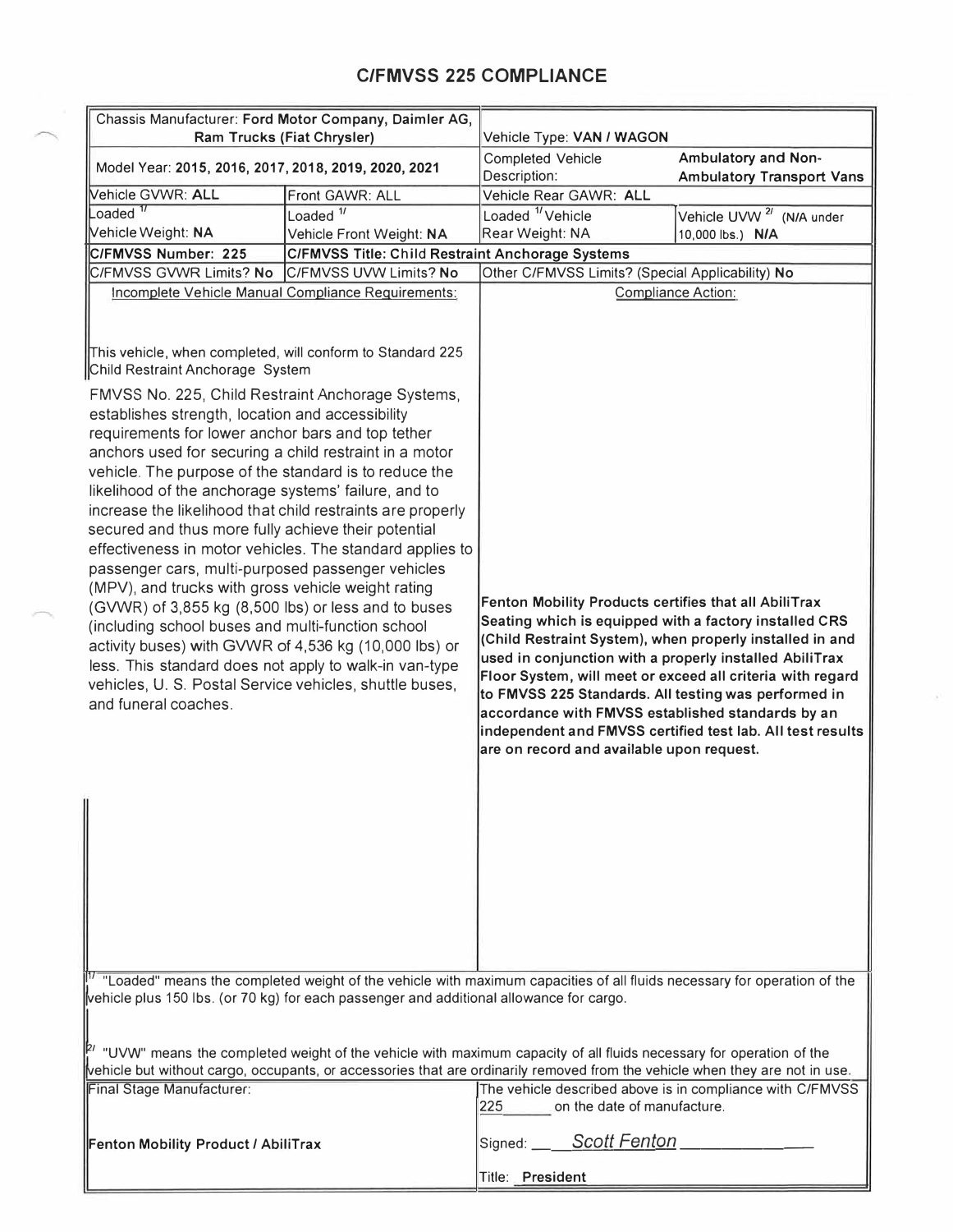# C/FMVSS 225 COMPLIANCE

| Chassis Manufacturer: **Ford Motor Company, Daimler AG, Ram Trucks (Fiat Chrysler)** | | Vehicle Type: **VAN / WAGON** | |
|---|---|---|---|
| Model Year: **2015, 2016, 2017, 2018, 2019, 2020, 2021** | | Completed Vehicle Description: | **Ambulatory and Non-Ambulatory Transport Vans** |
| Vehicle GVWR: **ALL** | Front GAWR: ALL | Vehicle Rear GAWR: **ALL** | |
| Loaded [1/] Vehicle Weight: **NA** | Loaded [1/] Vehicle Front Weight: **NA** | Loaded [1/] Vehicle Rear Weight: NA | Vehicle UVW [2/] (N/A under 10,000 lbs.) **N/A** |
| **C/FMVSS Number: 225** | **C/FMVSS Title: Child Restraint Anchorage Systems** | | |
| C/FMVSS GVWR Limits? **No** | C/FMVSS UVW Limits? **No** | Other C/FMVSS Limits? (Special Applicability) **No** | |

**Incomplete Vehicle Manual Compliance Requirements:**

This vehicle, when completed, will conform to Standard 225 Child Restraint Anchorage System

FMVSS No. 225, Child Restraint Anchorage Systems, establishes strength, location and accessibility requirements for lower anchor bars and top tether anchors used for securing a child restraint in a motor vehicle. The purpose of the standard is to reduce the likelihood of the anchorage systems' failure, and to increase the likelihood that child restraints are properly secured and thus more fully achieve their potential effectiveness in motor vehicles. The standard applies to passenger cars, multi-purposed passenger vehicles (MPV), and trucks with gross vehicle weight rating (GVWR) of 3,855 kg (8,500 lbs) or less and to buses (including school buses and multi-function school activity buses) with GVWR of 4,536 kg (10,000 lbs) or less. This standard does not apply to walk-in van-type vehicles, U. S. Postal Service vehicles, shuttle buses, and funeral coaches.

**Compliance Action:**

**Fenton Mobility Products certifies that all AbiliTrax Seating which is equipped with a factory installed CRS (Child Restraint System), when properly installed in and used in conjunction with a properly installed AbiliTrax Floor System, will meet or exceed all criteria with regard to FMVSS 225 Standards. All testing was performed in accordance with FMVSS established standards by an independent and FMVSS certified test lab. All test results are on record and available upon request.**

[1/] "Loaded" means the completed weight of the vehicle with maximum capacities of all fluids necessary for operation of the vehicle plus 150 lbs. (or 70 kg) for each passenger and additional allowance for cargo.

[2/] "UVW" means the completed weight of the vehicle with maximum capacity of all fluids necessary for operation of the vehicle but without cargo, occupants, or accessories that are ordinarily removed from the vehicle when they are not in use.

| Final Stage Manufacturer: | The vehicle described above is in compliance with C/FMVSS 225 ______ on the date of manufacture. |
|---|---|
| **Fenton Mobility Product / AbiliTrax** | Signed: *Scott Fenton* |
| | Title: **President** |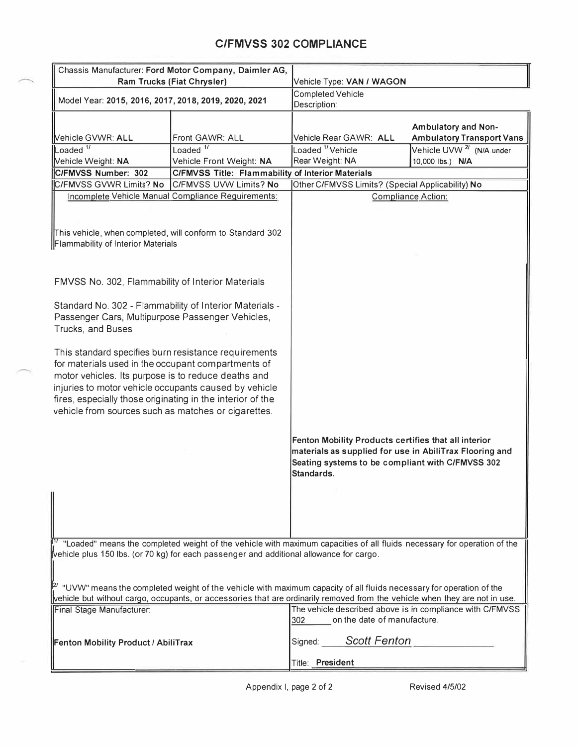# C/FMVSS 302 COMPLIANCE

| | | | |
|---|---|---|---|
| Chassis Manufacturer: **Ford Motor Company, Daimler AG, Ram Trucks (Fiat Chrysler)** | | Vehicle Type: **VAN / WAGON** | |
| Model Year: **2015, 2016, 2017, 2018, 2019, 2020, 2021** | | Completed Vehicle Description: | |
| Vehicle GVWR: **ALL** | Front GAWR: ALL | Vehicle Rear GAWR: **ALL** | **Ambulatory and Non-Ambulatory Transport Vans** |
| Loaded [1/] Vehicle Weight: **NA** | Loaded [1/] Vehicle Front Weight: **NA** | Loaded [1/] Vehicle Rear Weight: NA | Vehicle UVW [2/] (N/A under 10,000 lbs.) **N/A** |
| **C/FMVSS Number: 302** | **C/FMVSS Title: Flammability of Interior Materials** | | |
| C/FMVSS GVWR Limits? **No** | C/FMVSS UVW Limits? **No** | Other C/FMVSS Limits? (Special Applicability) **No** | |

| Incomplete Vehicle Manual Compliance Requirements: | Compliance Action: |
|---|---|
| This vehicle, when completed, will conform to Standard 302 Flammability of Interior Materials<br><br>FMVSS No. 302, Flammability of Interior Materials<br><br>Standard No. 302 - Flammability of Interior Materials - Passenger Cars, Multipurpose Passenger Vehicles, Trucks, and Buses<br><br>This standard specifies burn resistance requirements for materials used in the occupant compartments of motor vehicles. Its purpose is to reduce deaths and injuries to motor vehicle occupants caused by vehicle fires, especially those originating in the interior of the vehicle from sources such as matches or cigarettes. | **Fenton Mobility Products certifies that all interior materials as supplied for use in AbiliTrax Flooring and Seating systems to be compliant with C/FMVSS 302 Standards.** |

[1/] "Loaded" means the completed weight of the vehicle with maximum capacities of all fluids necessary for operation of the vehicle plus 150 lbs. (or 70 kg) for each passenger and additional allowance for cargo.

[2/] "UVW" means the completed weight of the vehicle with maximum capacity of all fluids necessary for operation of the vehicle but without cargo, occupants, or accessories that are ordinarily removed from the vehicle when they are not in use.

| | |
|---|---|
| Final Stage Manufacturer:<br><br>**Fenton Mobility Product / AbiliTrax** | The vehicle described above is in compliance with C/FMVSS 302 on the date of manufacture.<br><br>Signed: *Scott Fenton*<br><br>Title: **President** |

Appendix I, page 2 of 2 Revised 4/5/02